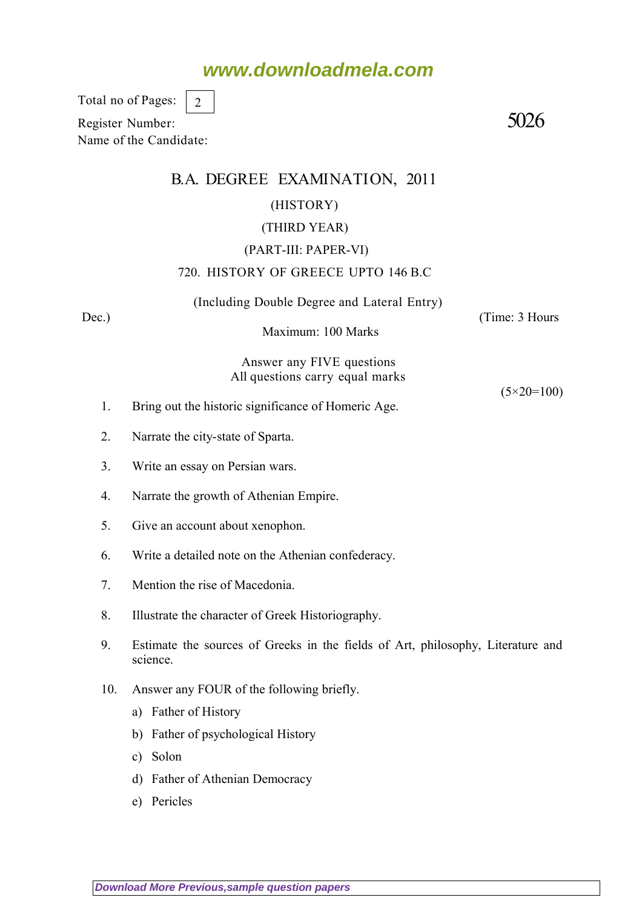Total no of Pages: 2

Register Number:

Name of the Candidate:

5026

# B.A. DEGREE EXAMINATION, 2011

(HISTORY)

(THIRD YEAR)

(PART-III: PAPER-VI)

## 720. HISTORY OF GREECE UPTO 146 B.C

(Including Double Degree and Lateral Entry)

Dec.) (Time: 3 Hours

Maximum: 100 Marks

Answer any FIVE questions
All questions carry equal marks

(5×20=100)

1. Bring out the historic significance of Homeric Age.
2. Narrate the city-state of Sparta.
3. Write an essay on Persian wars.
4. Narrate the growth of Athenian Empire.
5. Give an account about xenophon.
6. Write a detailed note on the Athenian confederacy.
7. Mention the rise of Macedonia.
8. Illustrate the character of Greek Historiography.
9. Estimate the sources of Greeks in the fields of Art, philosophy, Literature and science.
10. Answer any FOUR of the following briefly.
    a) Father of History
    b) Father of psychological History
    c) Solon
    d) Father of Athenian Democracy
    e) Pericles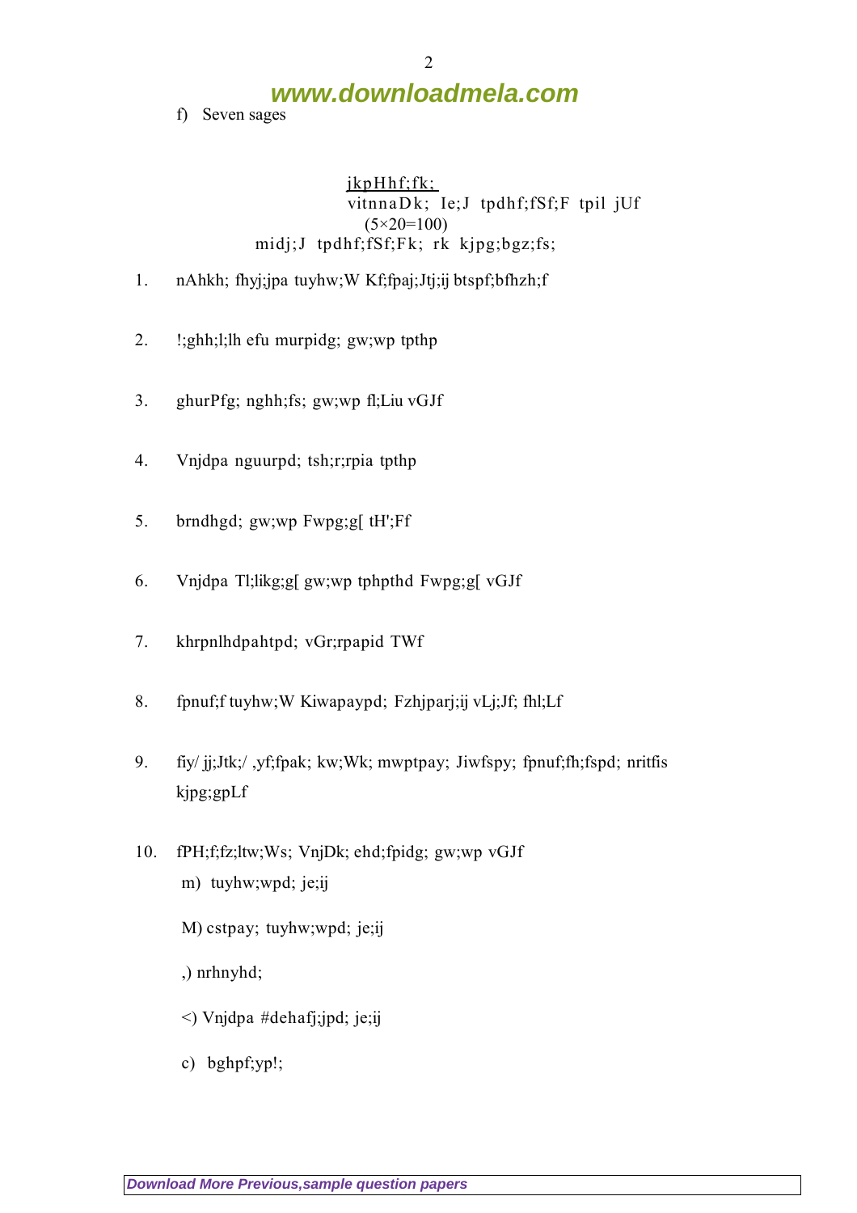f) Seven sages

<u>jkpHhf;fk;</u>

vitnnaDk; Ie;J tpdhf;fSf;F tpil jUf

(5×20=100)

midj;J tpdhf;fSf;Fk; rk kjpg;bgz;fs;

1. nAhkh; fhyj;jpa tuyhw;W Kf;fpaj;Jtj;ij btspf;bfhzh;f

2. !;ghh;l;lh efu murpidg; gw;wp tpthp

3. ghurPfg; nghh;fs; gw;wp fl;Liu vGJf

4. Vnjdpa nguurpd; tsh;r;rpia tpthp

5. brndhgd; gw;wp Fwpg;g[ tH';Ff

6. Vnjdpa Tl;likg;g[ gw;wp tphpthd Fwpg;g[ vGJf

7. khrpnlhdpahtpd; vGr;rpapid TWf

8. fpnuf;f tuyhw;W Kiwapaypd; Fzhjparj;ij vLj;Jf; fhl;Lf

9. fiy/ jj;Jtk;/ ,yf;fpak; kw;Wk; mwptpay; Jiwfspy; fpnuf;fh;fspd; nritfis kjpg;gpLf

10. fPH;f;fz;ltw;Ws; VnjDk; ehd;fpidg; gw;wp vGJf

   m) tuyhw;wpd; je;ij

   M) cstpay; tuyhw;wpd; je;ij

   ,) nrhnyhd;

   <) Vnjdpa #dehafj;jpd; je;ij

   c) bghpf;yp!;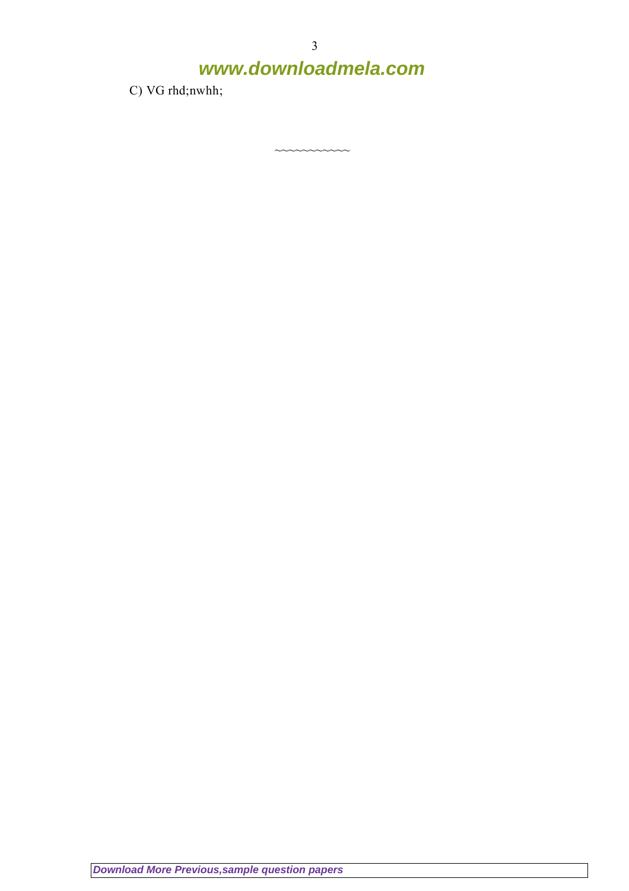C) VG rhd;nwhh;

~~~~~~~~~~~